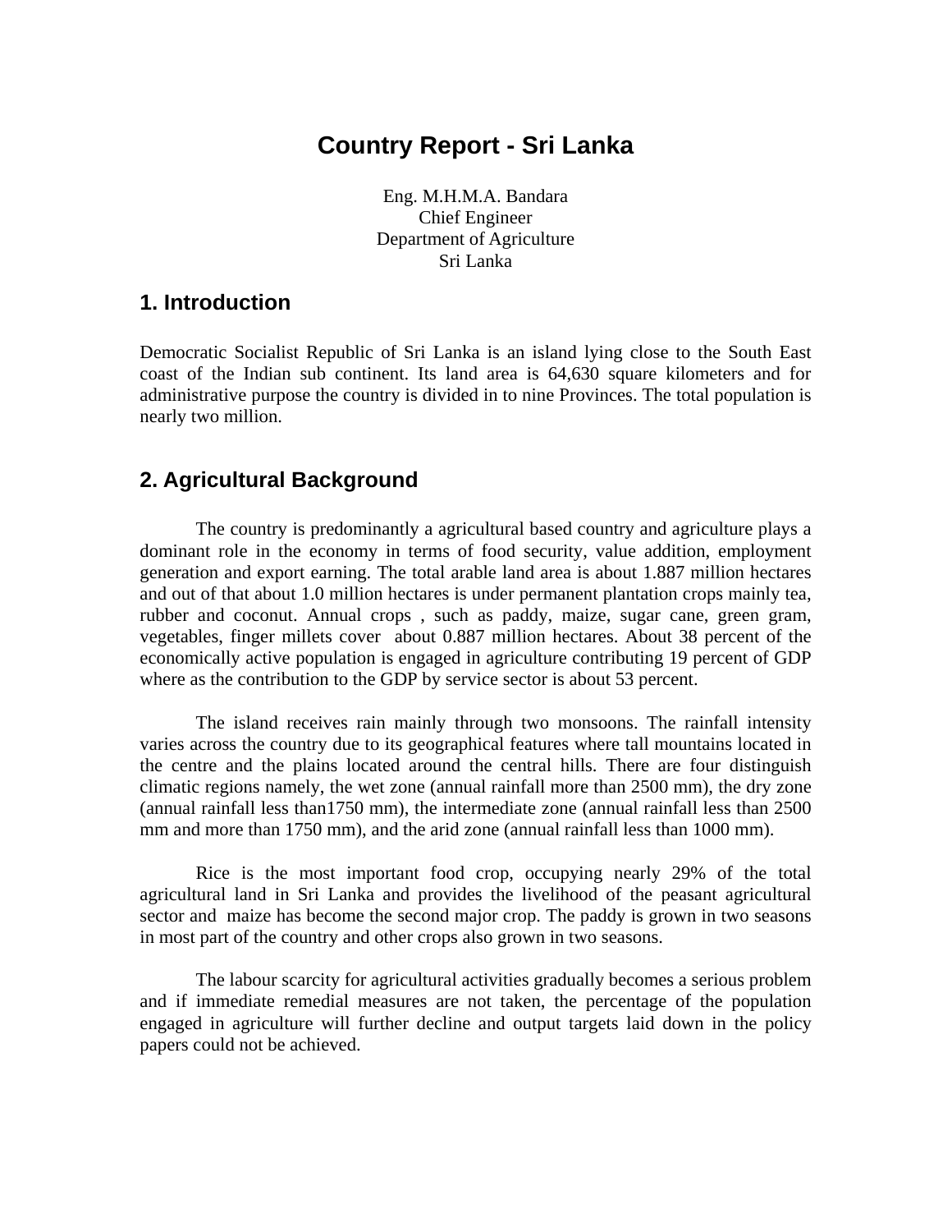# Country Report - Sri Lanka

Eng. M.H.M.A. Bandara
Chief Engineer
Department of Agriculture
Sri Lanka

## 1. Introduction

Democratic Socialist Republic of Sri Lanka is an island lying close to the South East coast of the Indian sub continent. Its land area is 64,630 square kilometers and for administrative purpose the country is divided in to nine Provinces. The total population is nearly two million.

## 2. Agricultural Background

The country is predominantly a agricultural based country and agriculture plays a dominant role in the economy in terms of food security, value addition, employment generation and export earning. The total arable land area is about 1.887 million hectares and out of that about 1.0 million hectares is under permanent plantation crops mainly tea, rubber and coconut. Annual crops , such as paddy, maize, sugar cane, green gram, vegetables, finger millets cover about 0.887 million hectares. About 38 percent of the economically active population is engaged in agriculture contributing 19 percent of GDP where as the contribution to the GDP by service sector is about 53 percent.

The island receives rain mainly through two monsoons. The rainfall intensity varies across the country due to its geographical features where tall mountains located in the centre and the plains located around the central hills. There are four distinguish climatic regions namely, the wet zone (annual rainfall more than 2500 mm), the dry zone (annual rainfall less than1750 mm), the intermediate zone (annual rainfall less than 2500 mm and more than 1750 mm), and the arid zone (annual rainfall less than 1000 mm).

Rice is the most important food crop, occupying nearly 29% of the total agricultural land in Sri Lanka and provides the livelihood of the peasant agricultural sector and maize has become the second major crop. The paddy is grown in two seasons in most part of the country and other crops also grown in two seasons.

The labour scarcity for agricultural activities gradually becomes a serious problem and if immediate remedial measures are not taken, the percentage of the population engaged in agriculture will further decline and output targets laid down in the policy papers could not be achieved.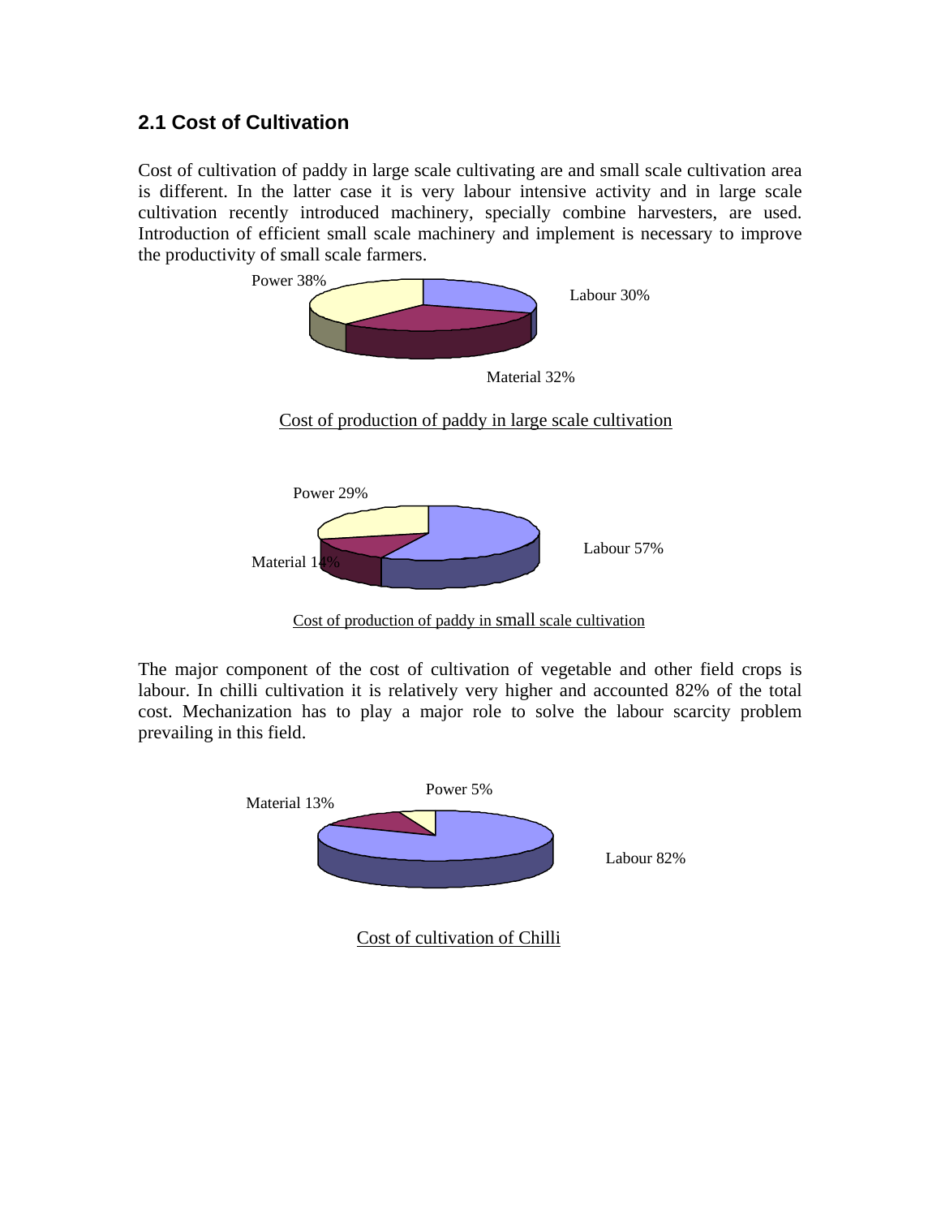## 2.1 Cost of Cultivation

Cost of cultivation of paddy in large scale cultivating are and small scale cultivation area is different. In the latter case it is very labour intensive activity and in large scale cultivation recently introduced machinery, specially combine harvesters, are used. Introduction of efficient small scale machinery and implement is necessary to improve the productivity of small scale farmers.

Power 38%

Labour 30%

Material 32%

Cost of production of paddy in large scale cultivation

Power 29%

Labour 57%

Material 14%

Cost of production of paddy in small scale cultivation

The major component of the cost of cultivation of vegetable and other field crops is labour. In chilli cultivation it is relatively very higher and accounted 82% of the total cost. Mechanization has to play a major role to solve the labour scarcity problem prevailing in this field.

Power 5%

Material 13%

Labour 82%

Cost of cultivation of Chilli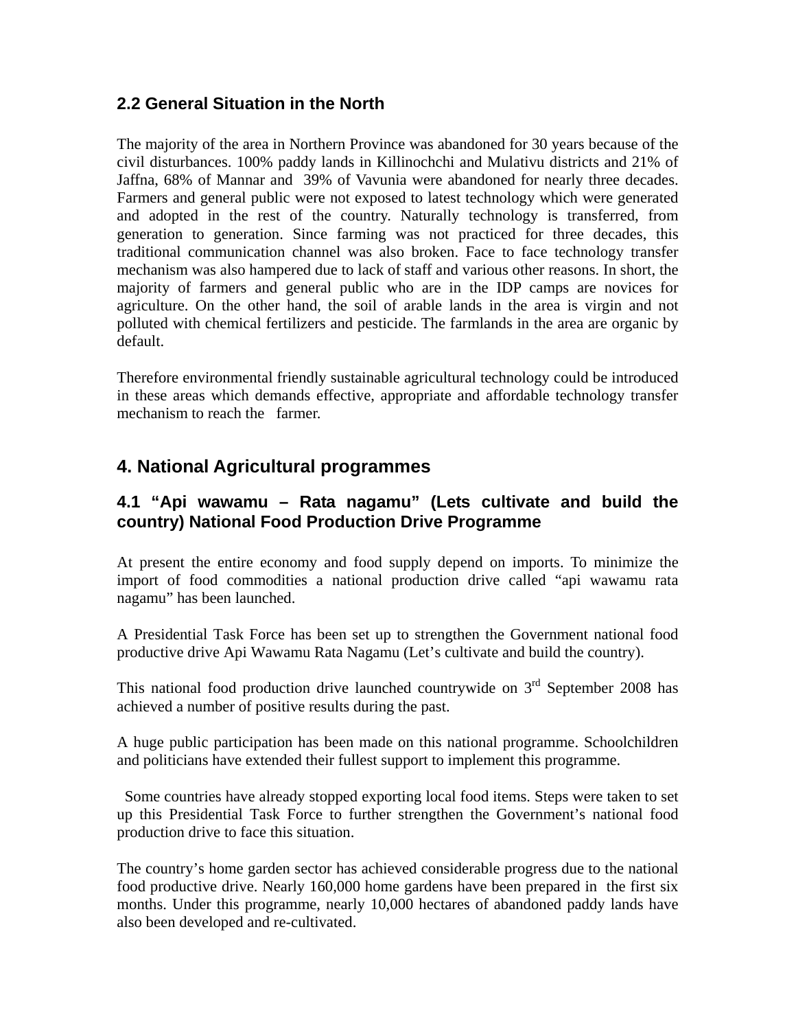## 2.2 General Situation in the North

The majority of the area in Northern Province was abandoned for 30 years because of the civil disturbances. 100% paddy lands in Killinochchi and Mulativu districts and 21% of Jaffna, 68% of Mannar and 39% of Vavunia were abandoned for nearly three decades. Farmers and general public were not exposed to latest technology which were generated and adopted in the rest of the country. Naturally technology is transferred, from generation to generation. Since farming was not practiced for three decades, this traditional communication channel was also broken. Face to face technology transfer mechanism was also hampered due to lack of staff and various other reasons. In short, the majority of farmers and general public who are in the IDP camps are novices for agriculture. On the other hand, the soil of arable lands in the area is virgin and not polluted with chemical fertilizers and pesticide. The farmlands in the area are organic by default.

Therefore environmental friendly sustainable agricultural technology could be introduced in these areas which demands effective, appropriate and affordable technology transfer mechanism to reach the farmer.

# 4. National Agricultural programmes

## 4.1 "Api wawamu – Rata nagamu" (Lets cultivate and build the country) National Food Production Drive Programme

At present the entire economy and food supply depend on imports. To minimize the import of food commodities a national production drive called "api wawamu rata nagamu" has been launched.

A Presidential Task Force has been set up to strengthen the Government national food productive drive Api Wawamu Rata Nagamu (Let's cultivate and build the country).

This national food production drive launched countrywide on 3rd September 2008 has achieved a number of positive results during the past.

A huge public participation has been made on this national programme. Schoolchildren and politicians have extended their fullest support to implement this programme.

Some countries have already stopped exporting local food items. Steps were taken to set up this Presidential Task Force to further strengthen the Government's national food production drive to face this situation.

The country's home garden sector has achieved considerable progress due to the national food productive drive. Nearly 160,000 home gardens have been prepared in the first six months. Under this programme, nearly 10,000 hectares of abandoned paddy lands have also been developed and re-cultivated.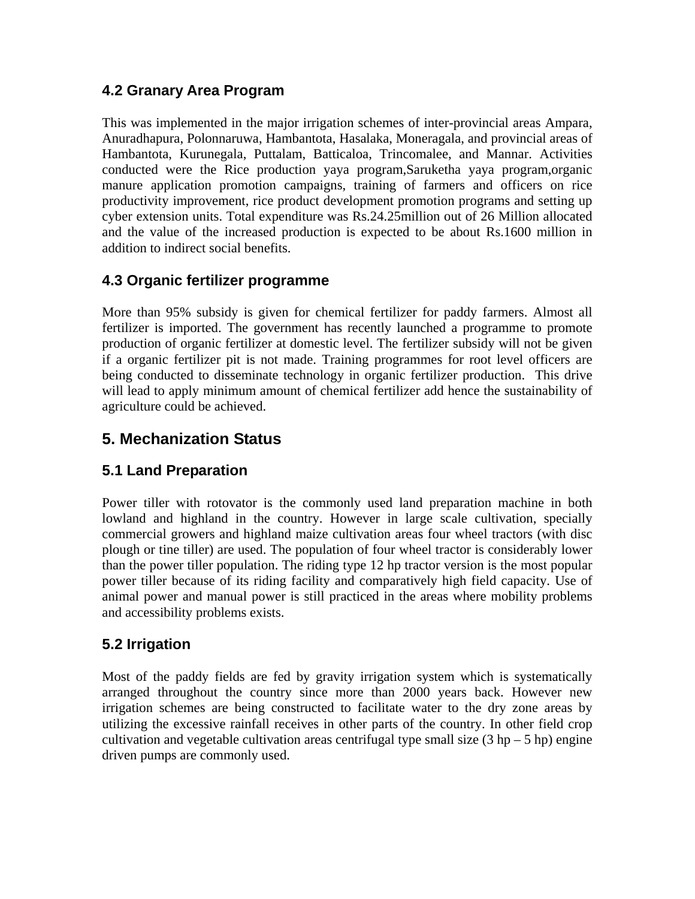### 4.2 Granary Area Program

This was implemented in the major irrigation schemes of inter-provincial areas Ampara, Anuradhapura, Polonnaruwa, Hambantota, Hasalaka, Moneragala, and provincial areas of Hambantota, Kurunegala, Puttalam, Batticaloa, Trincomalee, and Mannar. Activities conducted were the Rice production yaya program,Saruketha yaya program,organic manure application promotion campaigns, training of farmers and officers on rice productivity improvement, rice product development promotion programs and setting up cyber extension units. Total expenditure was Rs.24.25million out of 26 Million allocated and the value of the increased production is expected to be about Rs.1600 million in addition to indirect social benefits.

### 4.3 Organic fertilizer programme

More than 95% subsidy is given for chemical fertilizer for paddy farmers. Almost all fertilizer is imported. The government has recently launched a programme to promote production of organic fertilizer at domestic level. The fertilizer subsidy will not be given if a organic fertilizer pit is not made. Training programmes for root level officers are being conducted to disseminate technology in organic fertilizer production. This drive will lead to apply minimum amount of chemical fertilizer add hence the sustainability of agriculture could be achieved.

## 5. Mechanization Status

### 5.1 Land Preparation

Power tiller with rotovator is the commonly used land preparation machine in both lowland and highland in the country. However in large scale cultivation, specially commercial growers and highland maize cultivation areas four wheel tractors (with disc plough or tine tiller) are used. The population of four wheel tractor is considerably lower than the power tiller population. The riding type 12 hp tractor version is the most popular power tiller because of its riding facility and comparatively high field capacity. Use of animal power and manual power is still practiced in the areas where mobility problems and accessibility problems exists.

### 5.2 Irrigation

Most of the paddy fields are fed by gravity irrigation system which is systematically arranged throughout the country since more than 2000 years back. However new irrigation schemes are being constructed to facilitate water to the dry zone areas by utilizing the excessive rainfall receives in other parts of the country. In other field crop cultivation and vegetable cultivation areas centrifugal type small size (3 hp – 5 hp) engine driven pumps are commonly used.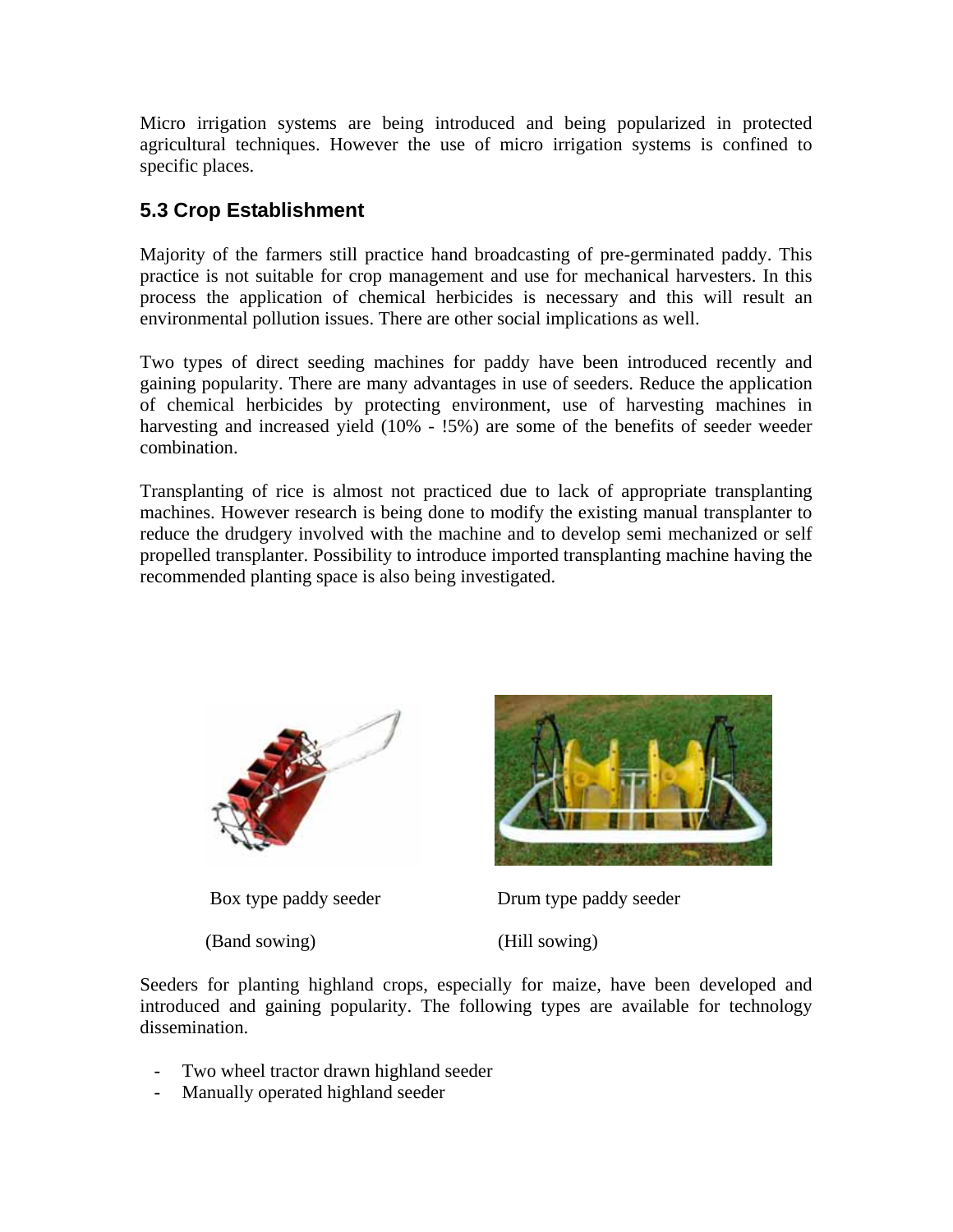Micro irrigation systems are being introduced and being popularized in protected agricultural techniques. However the use of micro irrigation systems is confined to specific places.

## 5.3 Crop Establishment

Majority of the farmers still practice hand broadcasting of pre-germinated paddy. This practice is not suitable for crop management and use for mechanical harvesters. In this process the application of chemical herbicides is necessary and this will result an environmental pollution issues. There are other social implications as well.

Two types of direct seeding machines for paddy have been introduced recently and gaining popularity. There are many advantages in use of seeders. Reduce the application of chemical herbicides by protecting environment, use of harvesting machines in harvesting and increased yield (10% - !5%) are some of the benefits of seeder weeder combination.

Transplanting of rice is almost not practiced due to lack of appropriate transplanting machines. However research is being done to modify the existing manual transplanter to reduce the drudgery involved with the machine and to develop semi mechanized or self propelled transplanter. Possibility to introduce imported transplanting machine having the recommended planting space is also being investigated.

Box type paddy seeder

(Band sowing)

Drum type paddy seeder

(Hill sowing)

Seeders for planting highland crops, especially for maize, have been developed and introduced and gaining popularity. The following types are available for technology dissemination.

- Two wheel tractor drawn highland seeder
- Manually operated highland seeder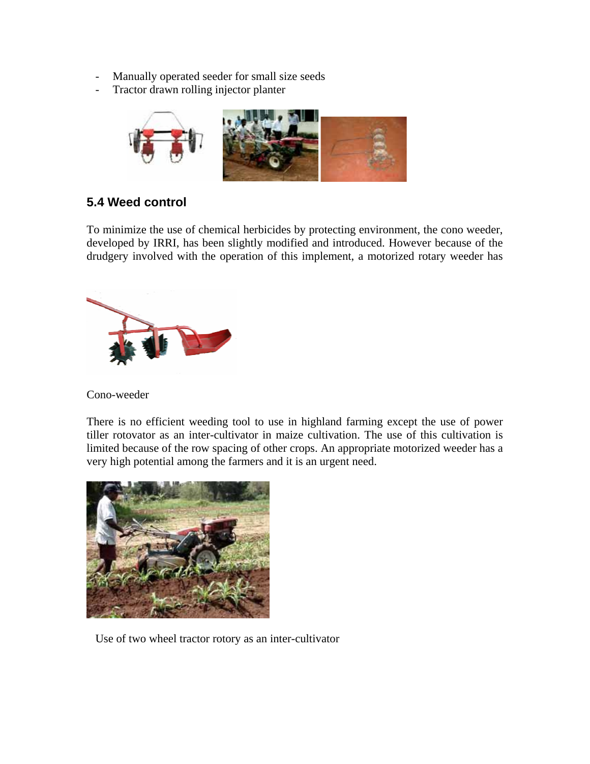- Manually operated seeder for small size seeds
- Tractor drawn rolling injector planter

## 5.4 Weed control

To minimize the use of chemical herbicides by protecting environment, the cono weeder, developed by IRRI, has been slightly modified and introduced. However because of the drudgery involved with the operation of this implement, a motorized rotary weeder has

Cono-weeder

There is no efficient weeding tool to use in highland farming except the use of power tiller rotovator as an inter-cultivator in maize cultivation. The use of this cultivation is limited because of the row spacing of other crops. An appropriate motorized weeder has a very high potential among the farmers and it is an urgent need.

Use of two wheel tractor rotory as an inter-cultivator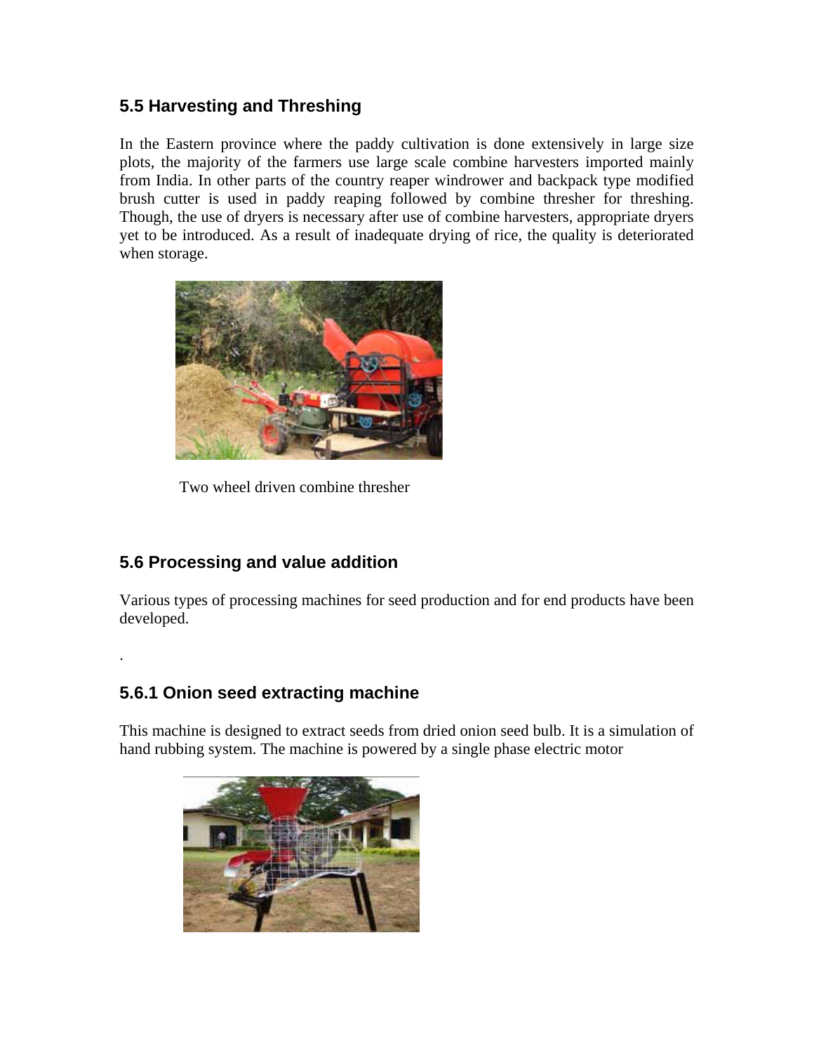## 5.5 Harvesting and Threshing

In the Eastern province where the paddy cultivation is done extensively in large size plots, the majority of the farmers use large scale combine harvesters imported mainly from India. In other parts of the country reaper windrower and backpack type modified brush cutter is used in paddy reaping followed by combine thresher for threshing. Though, the use of dryers is necessary after use of combine harvesters, appropriate dryers yet to be introduced. As a result of inadequate drying of rice, the quality is deteriorated when storage.

Two wheel driven combine thresher

## 5.6 Processing and value addition

Various types of processing machines for seed production and for end products have been developed.

.

### 5.6.1 Onion seed extracting machine

This machine is designed to extract seeds from dried onion seed bulb. It is a simulation of hand rubbing system. The machine is powered by a single phase electric motor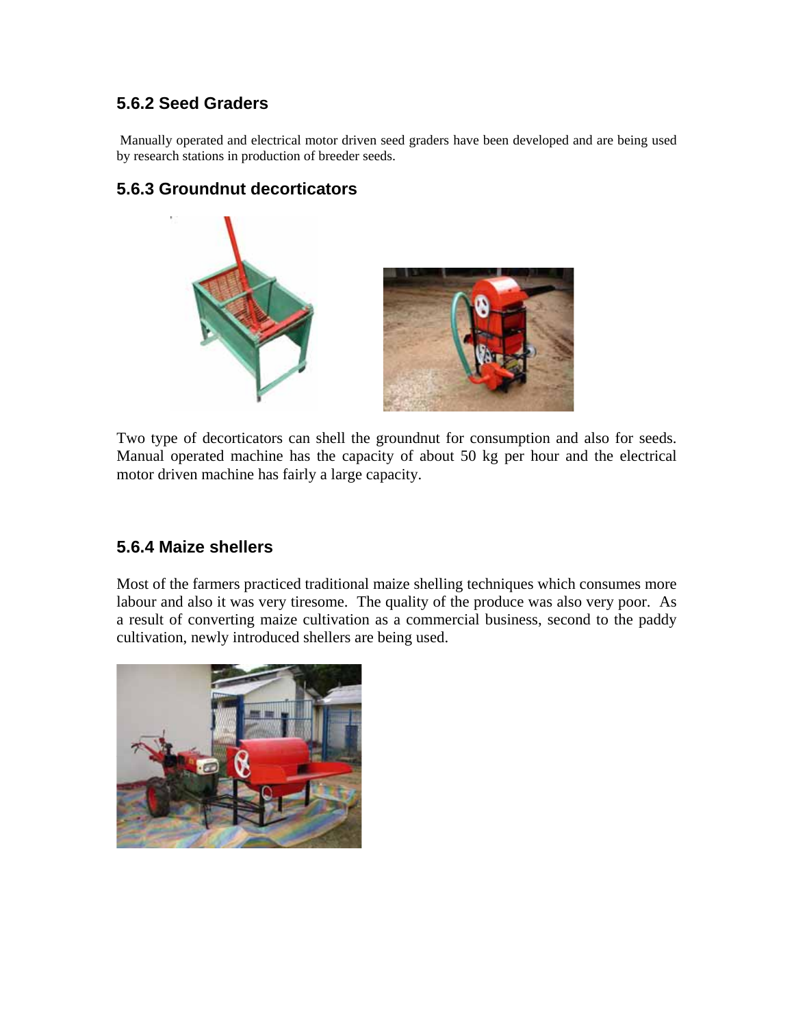### 5.6.2 Seed Graders

Manually operated and electrical motor driven seed graders have been developed and are being used by research stations in production of breeder seeds.

### 5.6.3 Groundnut decorticators

Two type of decorticators can shell the groundnut for consumption and also for seeds. Manual operated machine has the capacity of about 50 kg per hour and the electrical motor driven machine has fairly a large capacity.

### 5.6.4 Maize shellers

Most of the farmers practiced traditional maize shelling techniques which consumes more labour and also it was very tiresome. The quality of the produce was also very poor. As a result of converting maize cultivation as a commercial business, second to the paddy cultivation, newly introduced shellers are being used.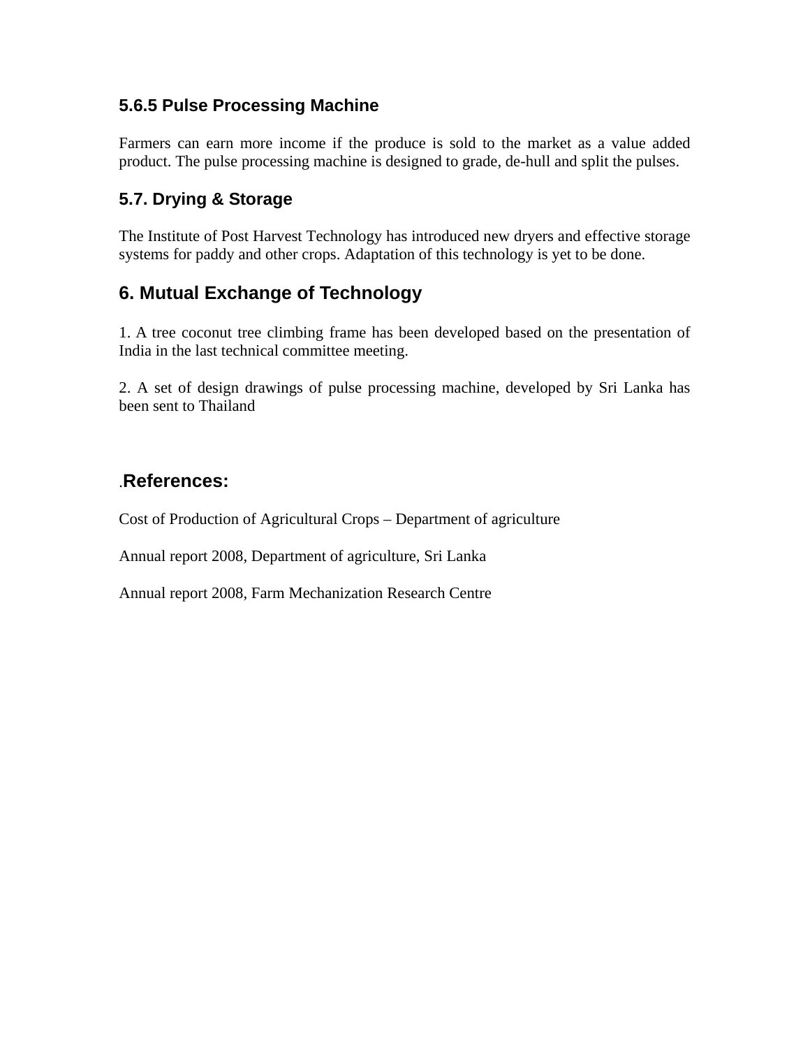### 5.6.5 Pulse Processing Machine

Farmers can earn more income if the produce is sold to the market as a value added product. The pulse processing machine is designed to grade, de-hull and split the pulses.

### 5.7. Drying & Storage

The Institute of Post Harvest Technology has introduced new dryers and effective storage systems for paddy and other crops. Adaptation of this technology is yet to be done.

## 6. Mutual Exchange of Technology

1. A tree coconut tree climbing frame has been developed based on the presentation of India in the last technical committee meeting.

2. A set of design drawings of pulse processing machine, developed by Sri Lanka has been sent to Thailand

### .References:

Cost of Production of Agricultural Crops – Department of agriculture

Annual report 2008, Department of agriculture, Sri Lanka

Annual report 2008, Farm Mechanization Research Centre